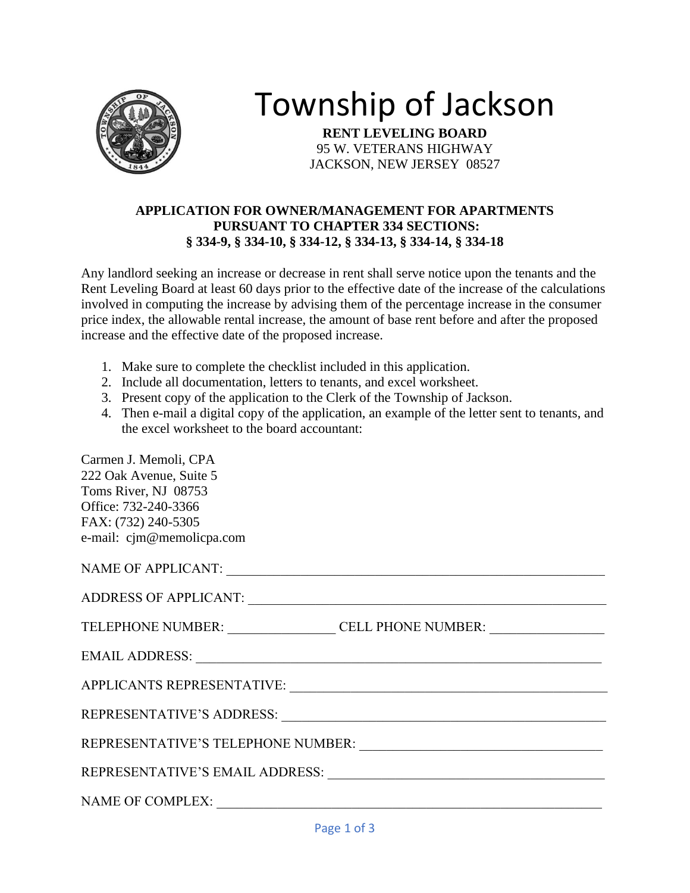# Township of Jackson

**RENT LEVELING BOARD**
95 W. VETERANS HIGHWAY
JACKSON, NEW JERSEY 08527

**APPLICATION FOR OWNER/MANAGEMENT FOR APARTMENTS PURSUANT TO CHAPTER 334 SECTIONS: § 334-9, § 334-10, § 334-12, § 334-13, § 334-14, § 334-18**

Any landlord seeking an increase or decrease in rent shall serve notice upon the tenants and the Rent Leveling Board at least 60 days prior to the effective date of the increase of the calculations involved in computing the increase by advising them of the percentage increase in the consumer price index, the allowable rental increase, the amount of base rent before and after the proposed increase and the effective date of the proposed increase.

1. Make sure to complete the checklist included in this application.
2. Include all documentation, letters to tenants, and excel worksheet.
3. Present copy of the application to the Clerk of the Township of Jackson.
4. Then e-mail a digital copy of the application, an example of the letter sent to tenants, and the excel worksheet to the board accountant:

Carmen J. Memoli, CPA
222 Oak Avenue, Suite 5
Toms River, NJ 08753
Office: 732-240-3366
FAX: (732) 240-5305
e-mail: cjm@memolicpa.com

NAME OF APPLICANT: ____________________________________________________________

ADDRESS OF APPLICANT: _________________________________________________________

TELEPHONE NUMBER: ________________ CELL PHONE NUMBER: _________________

EMAIL ADDRESS: ________________________________________________________________

APPLICANTS REPRESENTATIVE: ___________________________________________________

REPRESENTATIVE'S ADDRESS: ____________________________________________________

REPRESENTATIVE'S TELEPHONE NUMBER: _____________________________________

REPRESENTATIVE'S EMAIL ADDRESS: _______________________________________

NAME OF COMPLEX: ____________________________________________________________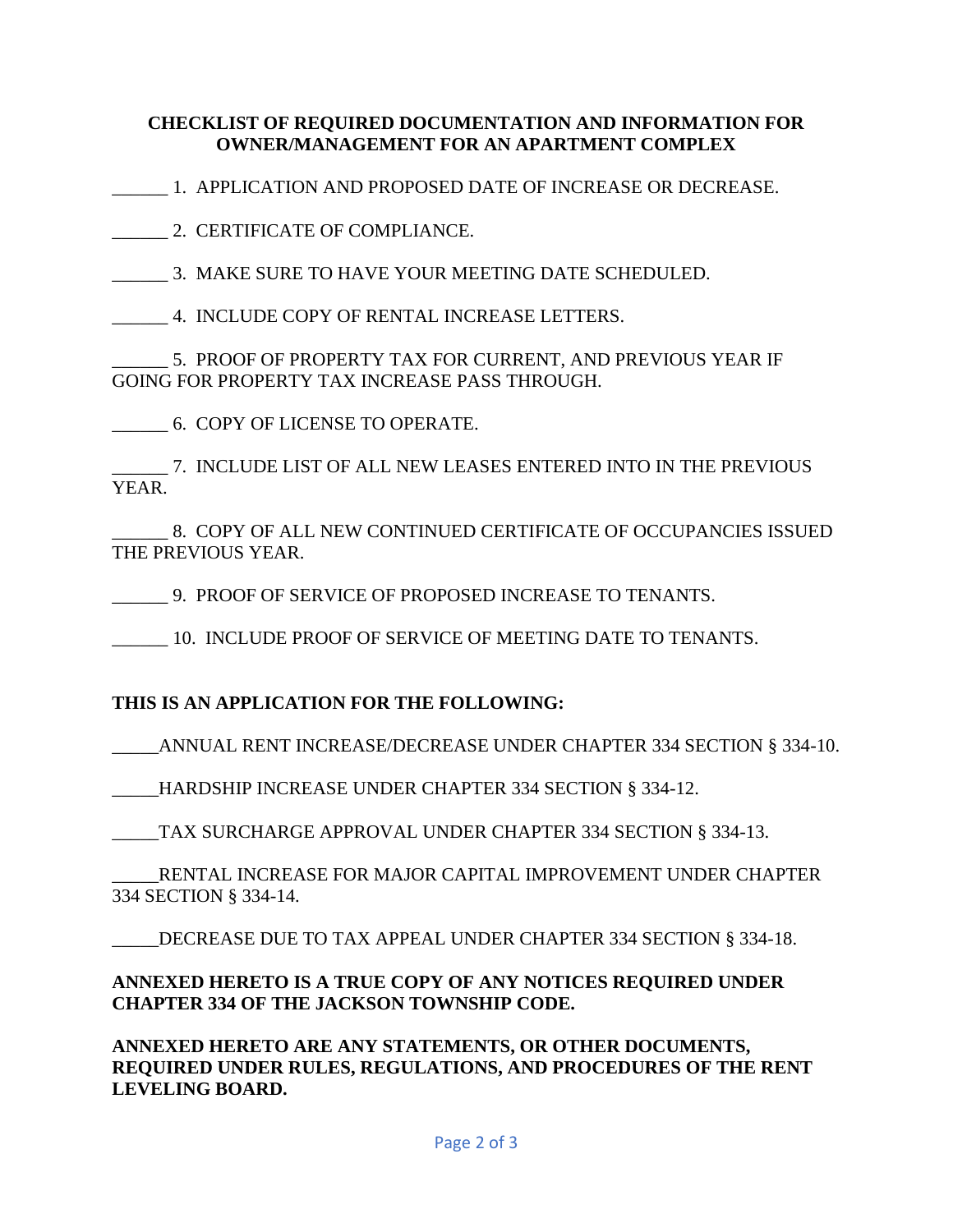**CHECKLIST OF REQUIRED DOCUMENTATION AND INFORMATION FOR OWNER/MANAGEMENT FOR AN APARTMENT COMPLEX**

______ 1. APPLICATION AND PROPOSED DATE OF INCREASE OR DECREASE.

______ 2. CERTIFICATE OF COMPLIANCE.

______ 3. MAKE SURE TO HAVE YOUR MEETING DATE SCHEDULED.

______ 4. INCLUDE COPY OF RENTAL INCREASE LETTERS.

______ 5. PROOF OF PROPERTY TAX FOR CURRENT, AND PREVIOUS YEAR IF GOING FOR PROPERTY TAX INCREASE PASS THROUGH.

______ 6. COPY OF LICENSE TO OPERATE.

______ 7. INCLUDE LIST OF ALL NEW LEASES ENTERED INTO IN THE PREVIOUS YEAR.

______ 8. COPY OF ALL NEW CONTINUED CERTIFICATE OF OCCUPANCIES ISSUED THE PREVIOUS YEAR.

______ 9. PROOF OF SERVICE OF PROPOSED INCREASE TO TENANTS.

______ 10. INCLUDE PROOF OF SERVICE OF MEETING DATE TO TENANTS.

**THIS IS AN APPLICATION FOR THE FOLLOWING:**

_____ANNUAL RENT INCREASE/DECREASE UNDER CHAPTER 334 SECTION § 334-10.

_____HARDSHIP INCREASE UNDER CHAPTER 334 SECTION § 334-12.

_____TAX SURCHARGE APPROVAL UNDER CHAPTER 334 SECTION § 334-13.

_____RENTAL INCREASE FOR MAJOR CAPITAL IMPROVEMENT UNDER CHAPTER 334 SECTION § 334-14.

_____DECREASE DUE TO TAX APPEAL UNDER CHAPTER 334 SECTION § 334-18.

**ANNEXED HERETO IS A TRUE COPY OF ANY NOTICES REQUIRED UNDER CHAPTER 334 OF THE JACKSON TOWNSHIP CODE.**

**ANNEXED HERETO ARE ANY STATEMENTS, OR OTHER DOCUMENTS, REQUIRED UNDER RULES, REGULATIONS, AND PROCEDURES OF THE RENT LEVELING BOARD.**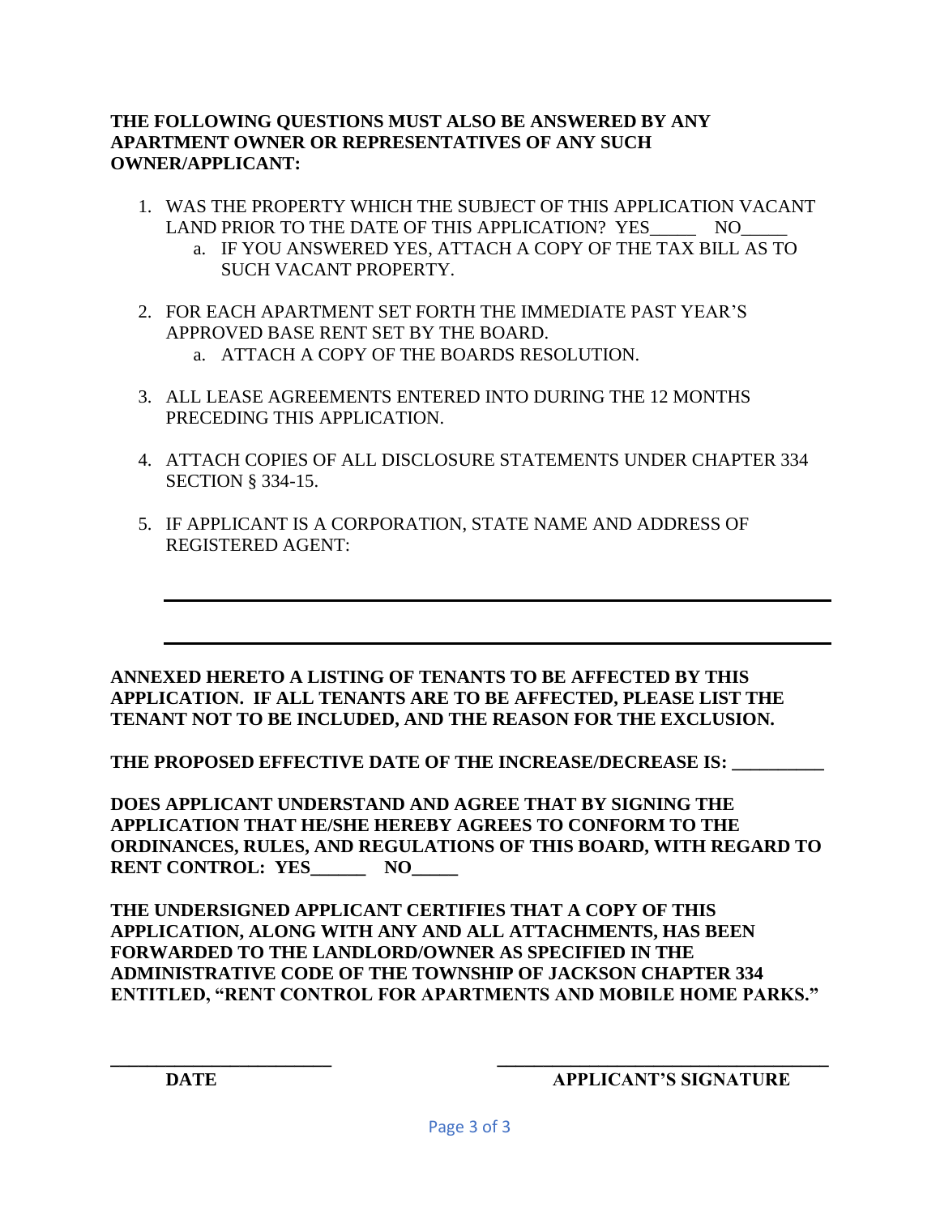**THE FOLLOWING QUESTIONS MUST ALSO BE ANSWERED BY ANY APARTMENT OWNER OR REPRESENTATIVES OF ANY SUCH OWNER/APPLICANT:**

1. WAS THE PROPERTY WHICH THE SUBJECT OF THIS APPLICATION VACANT LAND PRIOR TO THE DATE OF THIS APPLICATION? YES_____ NO_____
   a. IF YOU ANSWERED YES, ATTACH A COPY OF THE TAX BILL AS TO SUCH VACANT PROPERTY.

2. FOR EACH APARTMENT SET FORTH THE IMMEDIATE PAST YEAR'S APPROVED BASE RENT SET BY THE BOARD.
   a. ATTACH A COPY OF THE BOARDS RESOLUTION.

3. ALL LEASE AGREEMENTS ENTERED INTO DURING THE 12 MONTHS PRECEDING THIS APPLICATION.

4. ATTACH COPIES OF ALL DISCLOSURE STATEMENTS UNDER CHAPTER 334 SECTION § 334-15.

5. IF APPLICANT IS A CORPORATION, STATE NAME AND ADDRESS OF REGISTERED AGENT:

   ______________________________________________________________

   ______________________________________________________________

**ANNEXED HERETO A LISTING OF TENANTS TO BE AFFECTED BY THIS APPLICATION. IF ALL TENANTS ARE TO BE AFFECTED, PLEASE LIST THE TENANT NOT TO BE INCLUDED, AND THE REASON FOR THE EXCLUSION.**

**THE PROPOSED EFFECTIVE DATE OF THE INCREASE/DECREASE IS: __________**

**DOES APPLICANT UNDERSTAND AND AGREE THAT BY SIGNING THE APPLICATION THAT HE/SHE HEREBY AGREES TO CONFORM TO THE ORDINANCES, RULES, AND REGULATIONS OF THIS BOARD, WITH REGARD TO RENT CONTROL: YES______ NO_____**

**THE UNDERSIGNED APPLICANT CERTIFIES THAT A COPY OF THIS APPLICATION, ALONG WITH ANY AND ALL ATTACHMENTS, HAS BEEN FORWARDED TO THE LANDLORD/OWNER AS SPECIFIED IN THE ADMINISTRATIVE CODE OF THE TOWNSHIP OF JACKSON CHAPTER 334 ENTITLED, "RENT CONTROL FOR APARTMENTS AND MOBILE HOME PARKS."**

________________________ ____________________________________

**DATE** **APPLICANT'S SIGNATURE**